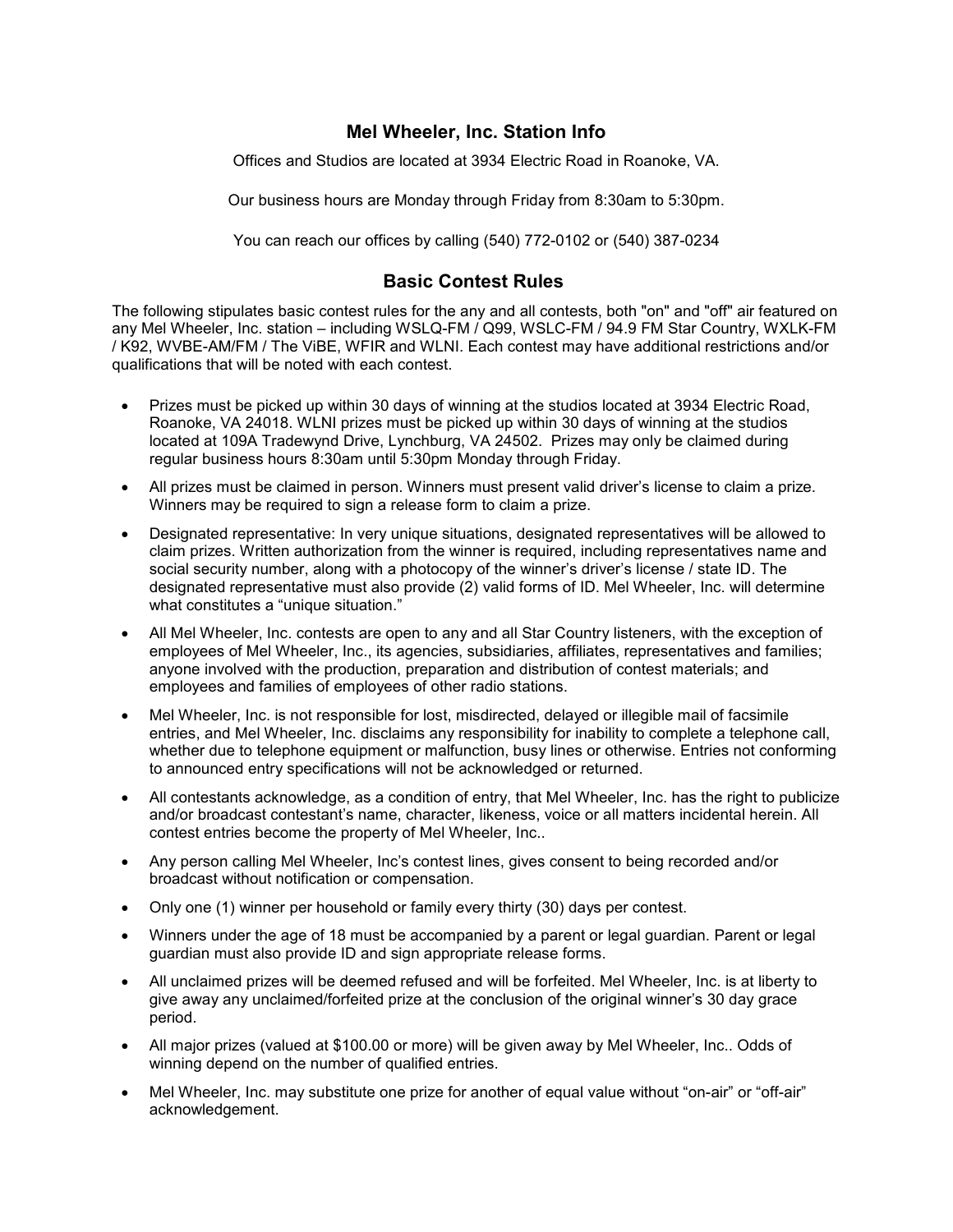## Mel Wheeler, Inc. Station Info

Offices and Studios are located at 3934 Electric Road in Roanoke, VA.

Our business hours are Monday through Friday from 8:30am to 5:30pm.

You can reach our offices by calling (540) 772-0102 or (540) 387-0234

## Basic Contest Rules

The following stipulates basic contest rules for the any and all contests, both "on" and "off" air featured on any Mel Wheeler, Inc. station – including WSLQ-FM / Q99, WSLC-FM / 94.9 FM Star Country, WXLK-FM / K92, WVBE-AM/FM / The ViBE, WFIR and WLNI. Each contest may have additional restrictions and/or qualifications that will be noted with each contest.

- Prizes must be picked up within 30 days of winning at the studios located at 3934 Electric Road, Roanoke, VA 24018. WLNI prizes must be picked up within 30 days of winning at the studios located at 109A Tradewynd Drive, Lynchburg, VA 24502. Prizes may only be claimed during regular business hours 8:30am until 5:30pm Monday through Friday.
- All prizes must be claimed in person. Winners must present valid driver's license to claim a prize. Winners may be required to sign a release form to claim a prize.
- Designated representative: In very unique situations, designated representatives will be allowed to claim prizes. Written authorization from the winner is required, including representatives name and social security number, along with a photocopy of the winner's driver's license / state ID. The designated representative must also provide (2) valid forms of ID. Mel Wheeler, Inc. will determine what constitutes a "unique situation."
- All Mel Wheeler, Inc. contests are open to any and all Star Country listeners, with the exception of employees of Mel Wheeler, Inc., its agencies, subsidiaries, affiliates, representatives and families; anyone involved with the production, preparation and distribution of contest materials; and employees and families of employees of other radio stations.
- Mel Wheeler, Inc. is not responsible for lost, misdirected, delayed or illegible mail of facsimile entries, and Mel Wheeler, Inc. disclaims any responsibility for inability to complete a telephone call, whether due to telephone equipment or malfunction, busy lines or otherwise. Entries not conforming to announced entry specifications will not be acknowledged or returned.
- All contestants acknowledge, as a condition of entry, that Mel Wheeler, Inc. has the right to publicize and/or broadcast contestant's name, character, likeness, voice or all matters incidental herein. All contest entries become the property of Mel Wheeler, Inc..
- Any person calling Mel Wheeler, Inc's contest lines, gives consent to being recorded and/or broadcast without notification or compensation.
- Only one (1) winner per household or family every thirty (30) days per contest.
- Winners under the age of 18 must be accompanied by a parent or legal guardian. Parent or legal guardian must also provide ID and sign appropriate release forms.
- All unclaimed prizes will be deemed refused and will be forfeited. Mel Wheeler, Inc. is at liberty to give away any unclaimed/forfeited prize at the conclusion of the original winner's 30 day grace period.
- All major prizes (valued at $100.00 or more) will be given away by Mel Wheeler, Inc.. Odds of winning depend on the number of qualified entries.
- Mel Wheeler, Inc. may substitute one prize for another of equal value without "on-air" or "off-air" acknowledgement.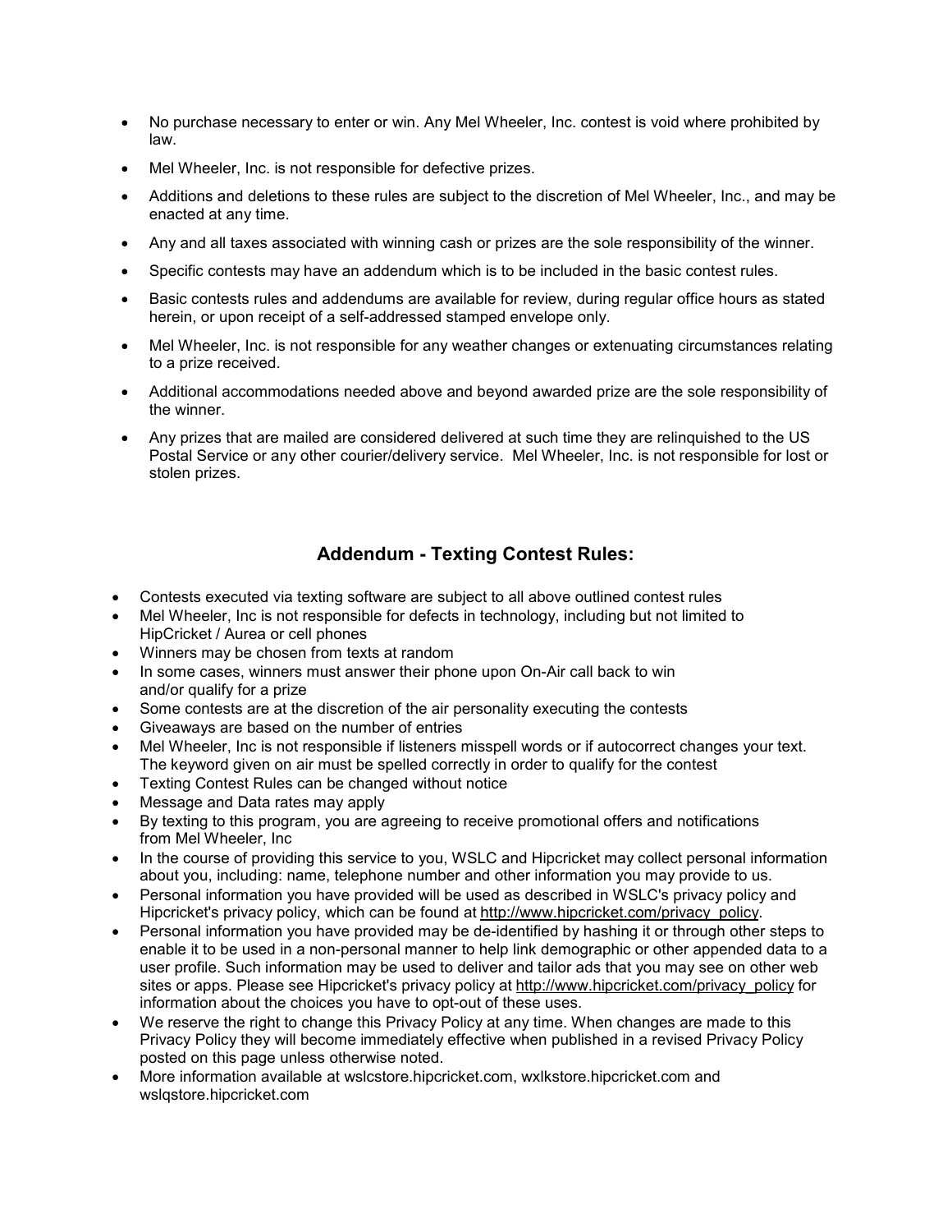- No purchase necessary to enter or win. Any Mel Wheeler, Inc. contest is void where prohibited by law.
- Mel Wheeler, Inc. is not responsible for defective prizes.
- Additions and deletions to these rules are subject to the discretion of Mel Wheeler, Inc., and may be enacted at any time.
- Any and all taxes associated with winning cash or prizes are the sole responsibility of the winner.
- Specific contests may have an addendum which is to be included in the basic contest rules.
- Basic contests rules and addendums are available for review, during regular office hours as stated herein, or upon receipt of a self-addressed stamped envelope only.
- Mel Wheeler, Inc. is not responsible for any weather changes or extenuating circumstances relating to a prize received.
- Additional accommodations needed above and beyond awarded prize are the sole responsibility of the winner.
- Any prizes that are mailed are considered delivered at such time they are relinquished to the US Postal Service or any other courier/delivery service. Mel Wheeler, Inc. is not responsible for lost or stolen prizes.

## Addendum - Texting Contest Rules:

- Contests executed via texting software are subject to all above outlined contest rules
- Mel Wheeler, Inc is not responsible for defects in technology, including but not limited to HipCricket / Aurea or cell phones
- Winners may be chosen from texts at random
- In some cases, winners must answer their phone upon On-Air call back to win and/or qualify for a prize
- Some contests are at the discretion of the air personality executing the contests
- Giveaways are based on the number of entries
- Mel Wheeler, Inc is not responsible if listeners misspell words or if autocorrect changes your text. The keyword given on air must be spelled correctly in order to qualify for the contest
- Texting Contest Rules can be changed without notice
- Message and Data rates may apply
- By texting to this program, you are agreeing to receive promotional offers and notifications from Mel Wheeler, Inc
- In the course of providing this service to you, WSLC and Hipcricket may collect personal information about you, including: name, telephone number and other information you may provide to us.
- Personal information you have provided will be used as described in WSLC's privacy policy and Hipcricket's privacy policy, which can be found at http://www.hipcricket.com/privacy_policy.
- Personal information you have provided may be de-identified by hashing it or through other steps to enable it to be used in a non-personal manner to help link demographic or other appended data to a user profile. Such information may be used to deliver and tailor ads that you may see on other web sites or apps. Please see Hipcricket's privacy policy at http://www.hipcricket.com/privacy_policy for information about the choices you have to opt-out of these uses.
- We reserve the right to change this Privacy Policy at any time. When changes are made to this Privacy Policy they will become immediately effective when published in a revised Privacy Policy posted on this page unless otherwise noted.
- More information available at wslcstore.hipcricket.com, wxlkstore.hipcricket.com and wslqstore.hipcricket.com